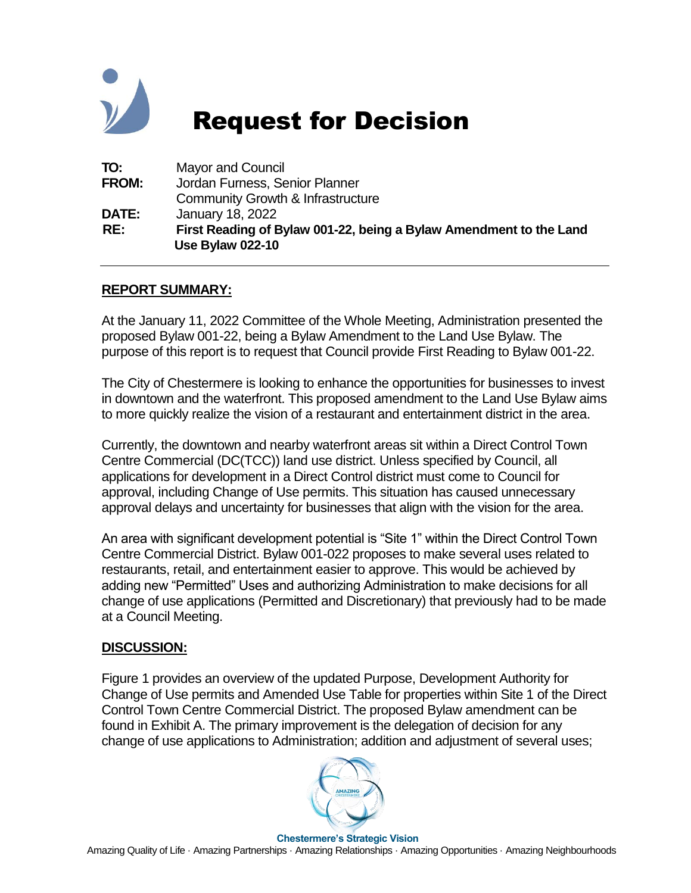# Request for Decision

**TO:** Mayor and Council
**FROM:** Jordan Furness, Senior Planner
Community Growth & Infrastructure
**DATE:** January 18, 2022
**RE:** **First Reading of Bylaw 001-22, being a Bylaw Amendment to the Land Use Bylaw 022-10**

---

## REPORT SUMMARY:

At the January 11, 2022 Committee of the Whole Meeting, Administration presented the proposed Bylaw 001-22, being a Bylaw Amendment to the Land Use Bylaw. The purpose of this report is to request that Council provide First Reading to Bylaw 001-22.

The City of Chestermere is looking to enhance the opportunities for businesses to invest in downtown and the waterfront. This proposed amendment to the Land Use Bylaw aims to more quickly realize the vision of a restaurant and entertainment district in the area.

Currently, the downtown and nearby waterfront areas sit within a Direct Control Town Centre Commercial (DC(TCC)) land use district. Unless specified by Council, all applications for development in a Direct Control district must come to Council for approval, including Change of Use permits. This situation has caused unnecessary approval delays and uncertainty for businesses that align with the vision for the area.

An area with significant development potential is "Site 1" within the Direct Control Town Centre Commercial District. Bylaw 001-022 proposes to make several uses related to restaurants, retail, and entertainment easier to approve. This would be achieved by adding new "Permitted" Uses and authorizing Administration to make decisions for all change of use applications (Permitted and Discretionary) that previously had to be made at a Council Meeting.

## DISCUSSION:

Figure 1 provides an overview of the updated Purpose, Development Authority for Change of Use permits and Amended Use Table for properties within Site 1 of the Direct Control Town Centre Commercial District. The proposed Bylaw amendment can be found in Exhibit A. The primary improvement is the delegation of decision for any change of use applications to Administration; addition and adjustment of several uses;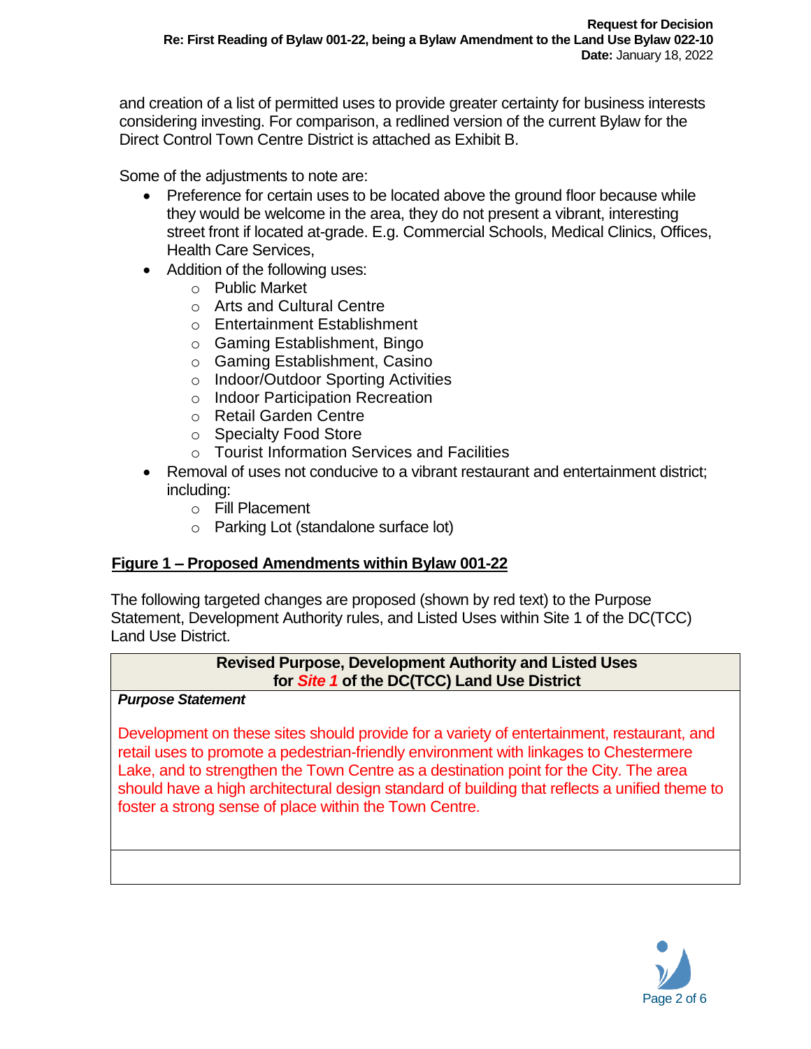and creation of a list of permitted uses to provide greater certainty for business interests considering investing. For comparison, a redlined version of the current Bylaw for the Direct Control Town Centre District is attached as Exhibit B.

Some of the adjustments to note are:

- Preference for certain uses to be located above the ground floor because while they would be welcome in the area, they do not present a vibrant, interesting street front if located at-grade. E.g. Commercial Schools, Medical Clinics, Offices, Health Care Services,
- Addition of the following uses:
  - Public Market
  - Arts and Cultural Centre
  - Entertainment Establishment
  - Gaming Establishment, Bingo
  - Gaming Establishment, Casino
  - Indoor/Outdoor Sporting Activities
  - Indoor Participation Recreation
  - Retail Garden Centre
  - Specialty Food Store
  - Tourist Information Services and Facilities
- Removal of uses not conducive to a vibrant restaurant and entertainment district; including:
  - Fill Placement
  - Parking Lot (standalone surface lot)

## Figure 1 – Proposed Amendments within Bylaw 001-22

The following targeted changes are proposed (shown by red text) to the Purpose Statement, Development Authority rules, and Listed Uses within Site 1 of the DC(TCC) Land Use District.

| Revised Purpose, Development Authority and Listed Uses for ***Site 1*** of the DC(TCC) Land Use District |
|---|
| ***Purpose Statement*** <br><br> Development on these sites should provide for a variety of entertainment, restaurant, and retail uses to promote a pedestrian-friendly environment with linkages to Chestermere Lake, and to strengthen the Town Centre as a destination point for the City. The area should have a high architectural design standard of building that reflects a unified theme to foster a strong sense of place within the Town Centre. |
| |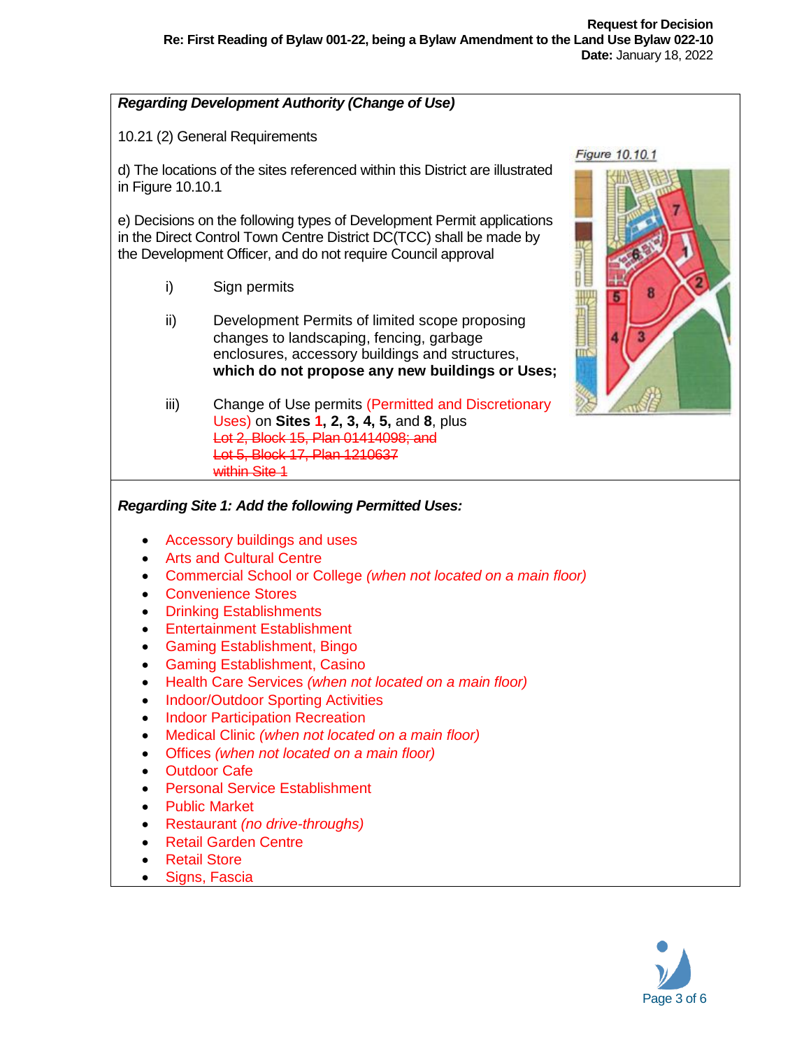**Request for Decision**
**Re: First Reading of Bylaw 001-22, being a Bylaw Amendment to the Land Use Bylaw 022-10**
**Date:** January 18, 2022

***Regarding Development Authority (Change of Use)***

10.21 (2) General Requirements

d) The locations of the sites referenced within this District are illustrated in Figure 10.10.1

*Figure 10.10.1*

e) Decisions on the following types of Development Permit applications in the Direct Control Town Centre District DC(TCC) shall be made by the Development Officer, and do not require Council approval

i) Sign permits

ii) Development Permits of limited scope proposing changes to landscaping, fencing, garbage enclosures, accessory buildings and structures, **which do not propose any new buildings or Uses;**

iii) Change of Use permits (Permitted and Discretionary Uses) on **Sites 1, 2, 3, 4, 5,** and **8**, plus
~~Lot 2, Block 15, Plan 01414098; and~~
~~Lot 5, Block 17, Plan 1210637~~
~~within Site 1~~

***Regarding Site 1: Add the following Permitted Uses:***

- Accessory buildings and uses
- Arts and Cultural Centre
- Commercial School or College *(when not located on a main floor)*
- Convenience Stores
- Drinking Establishments
- Entertainment Establishment
- Gaming Establishment, Bingo
- Gaming Establishment, Casino
- Health Care Services *(when not located on a main floor)*
- Indoor/Outdoor Sporting Activities
- Indoor Participation Recreation
- Medical Clinic *(when not located on a main floor)*
- Offices *(when not located on a main floor)*
- Outdoor Cafe
- Personal Service Establishment
- Public Market
- Restaurant *(no drive-throughs)*
- Retail Garden Centre
- Retail Store
- Signs, Fascia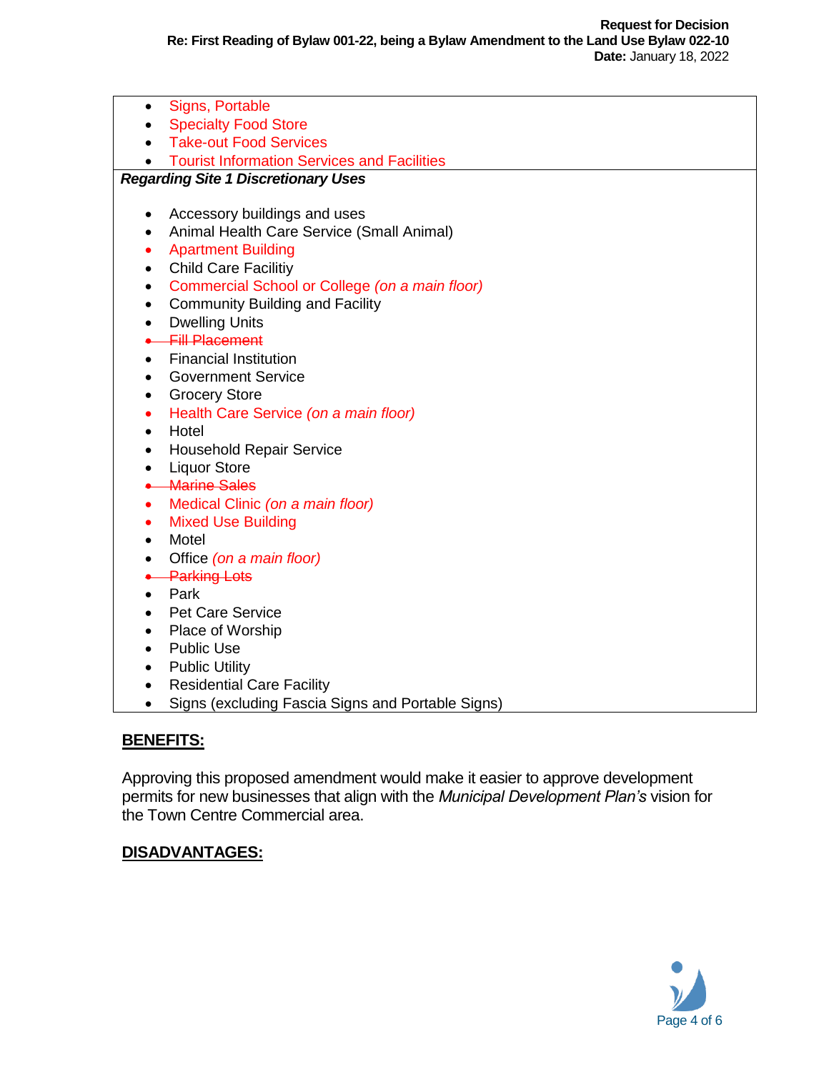- Signs, Portable
- Specialty Food Store
- Take-out Food Services
- Tourist Information Services and Facilities

***Regarding Site 1 Discretionary Uses***

- Accessory buildings and uses
- Animal Health Care Service (Small Animal)
- Apartment Building
- Child Care Facilitiy
- Commercial School or College *(on a main floor)*
- Community Building and Facility
- Dwelling Units
- ~~Fill Placement~~
- Financial Institution
- Government Service
- Grocery Store
- Health Care Service *(on a main floor)*
- Hotel
- Household Repair Service
- Liquor Store
- ~~Marine Sales~~
- Medical Clinic *(on a main floor)*
- Mixed Use Building
- Motel
- Office *(on a main floor)*
- ~~Parking Lots~~
- Park
- Pet Care Service
- Place of Worship
- Public Use
- Public Utility
- Residential Care Facility
- Signs (excluding Fascia Signs and Portable Signs)

## BENEFITS:

Approving this proposed amendment would make it easier to approve development permits for new businesses that align with the *Municipal Development Plan's* vision for the Town Centre Commercial area.

## DISADVANTAGES: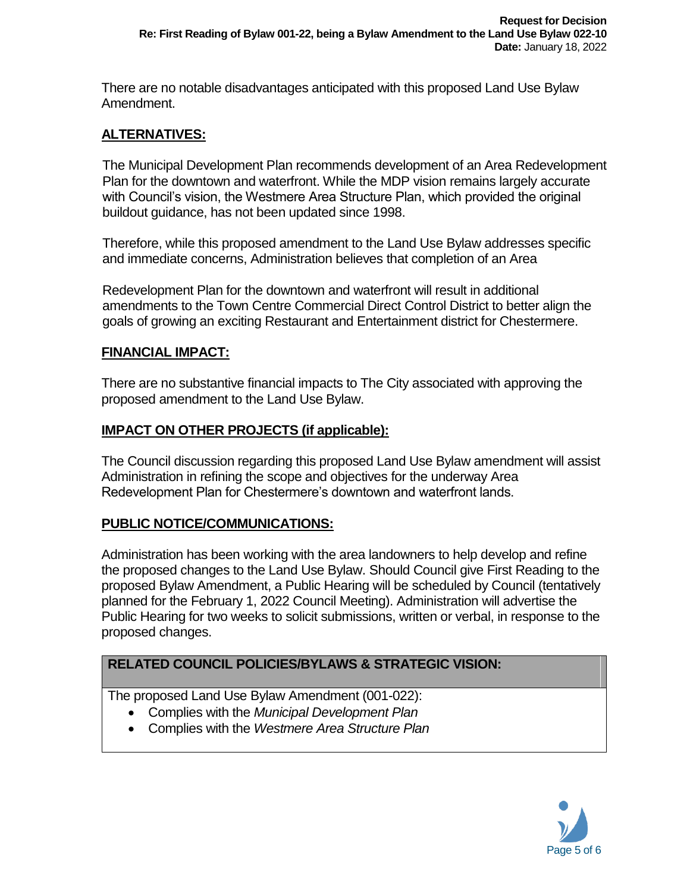There are no notable disadvantages anticipated with this proposed Land Use Bylaw Amendment.

## ALTERNATIVES:

The Municipal Development Plan recommends development of an Area Redevelopment Plan for the downtown and waterfront. While the MDP vision remains largely accurate with Council's vision, the Westmere Area Structure Plan, which provided the original buildout guidance, has not been updated since 1998.

Therefore, while this proposed amendment to the Land Use Bylaw addresses specific and immediate concerns, Administration believes that completion of an Area

Redevelopment Plan for the downtown and waterfront will result in additional amendments to the Town Centre Commercial Direct Control District to better align the goals of growing an exciting Restaurant and Entertainment district for Chestermere.

## FINANCIAL IMPACT:

There are no substantive financial impacts to The City associated with approving the proposed amendment to the Land Use Bylaw.

## IMPACT ON OTHER PROJECTS (if applicable):

The Council discussion regarding this proposed Land Use Bylaw amendment will assist Administration in refining the scope and objectives for the underway Area Redevelopment Plan for Chestermere's downtown and waterfront lands.

## PUBLIC NOTICE/COMMUNICATIONS:

Administration has been working with the area landowners to help develop and refine the proposed changes to the Land Use Bylaw. Should Council give First Reading to the proposed Bylaw Amendment, a Public Hearing will be scheduled by Council (tentatively planned for the February 1, 2022 Council Meeting). Administration will advertise the Public Hearing for two weeks to solicit submissions, written or verbal, in response to the proposed changes.

## RELATED COUNCIL POLICIES/BYLAWS & STRATEGIC VISION:

The proposed Land Use Bylaw Amendment (001-022):

- Complies with the *Municipal Development Plan*
- Complies with the *Westmere Area Structure Plan*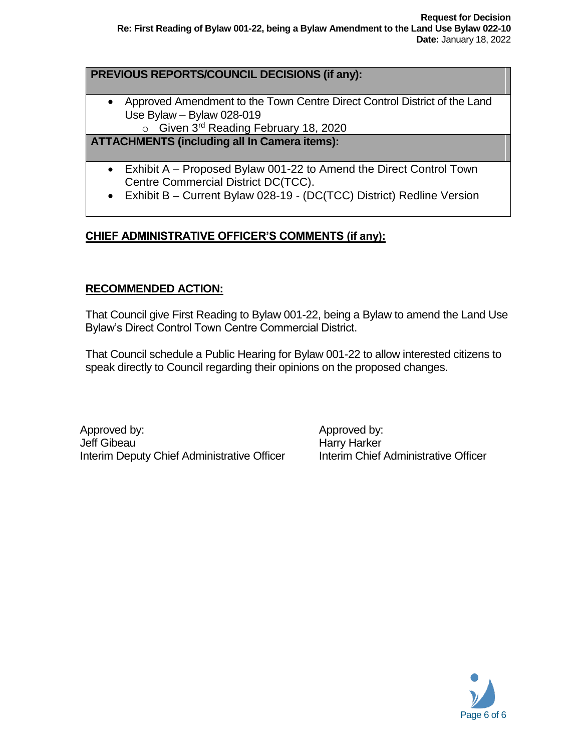**PREVIOUS REPORTS/COUNCIL DECISIONS (if any):**

- Approved Amendment to the Town Centre Direct Control District of the Land Use Bylaw – Bylaw 028-019
  - Given 3rd Reading February 18, 2020

**ATTACHMENTS (including all In Camera items):**

- Exhibit A – Proposed Bylaw 001-22 to Amend the Direct Control Town Centre Commercial District DC(TCC).
- Exhibit B – Current Bylaw 028-19 - (DC(TCC) District) Redline Version

## CHIEF ADMINISTRATIVE OFFICER'S COMMENTS (if any):

## RECOMMENDED ACTION:

That Council give First Reading to Bylaw 001-22, being a Bylaw to amend the Land Use Bylaw's Direct Control Town Centre Commercial District.

That Council schedule a Public Hearing for Bylaw 001-22 to allow interested citizens to speak directly to Council regarding their opinions on the proposed changes.

Approved by:
Jeff Gibeau
Interim Deputy Chief Administrative Officer

Approved by:
Harry Harker
Interim Chief Administrative Officer